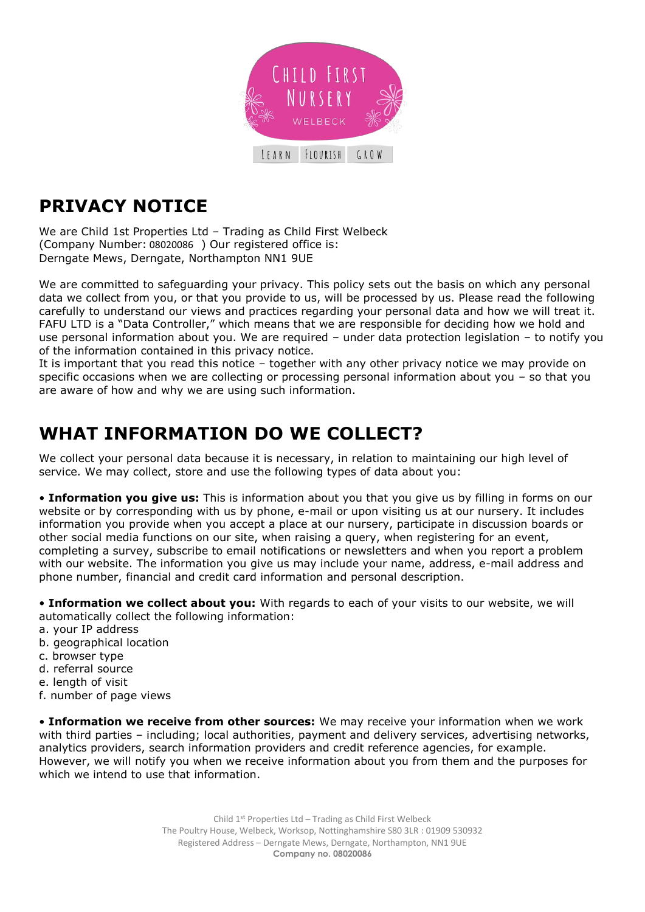# PRIVACY NOTICE

We are Child 1st Properties Ltd – Trading as Child First Welbeck (Company Number: 08020086 ) Our registered office is: Derngate Mews, Derngate, Northampton NN1 9UE

We are committed to safeguarding your privacy. This policy sets out the basis on which any personal data we collect from you, or that you provide to us, will be processed by us. Please read the following carefully to understand our views and practices regarding your personal data and how we will treat it. FAFU LTD is a "Data Controller," which means that we are responsible for deciding how we hold and use personal information about you. We are required – under data protection legislation – to notify you of the information contained in this privacy notice.

It is important that you read this notice – together with any other privacy notice we may provide on specific occasions when we are collecting or processing personal information about you – so that you are aware of how and why we are using such information.

# WHAT INFORMATION DO WE COLLECT?

We collect your personal data because it is necessary, in relation to maintaining our high level of service. We may collect, store and use the following types of data about you:

• **Information you give us:** This is information about you that you give us by filling in forms on our website or by corresponding with us by phone, e-mail or upon visiting us at our nursery. It includes information you provide when you accept a place at our nursery, participate in discussion boards or other social media functions on our site, when raising a query, when registering for an event, completing a survey, subscribe to email notifications or newsletters and when you report a problem with our website. The information you give us may include your name, address, e-mail address and phone number, financial and credit card information and personal description.

• **Information we collect about you:** With regards to each of your visits to our website, we will automatically collect the following information:

a. your IP address
b. geographical location
c. browser type
d. referral source
e. length of visit
f. number of page views

• **Information we receive from other sources:** We may receive your information when we work with third parties – including; local authorities, payment and delivery services, advertising networks, analytics providers, search information providers and credit reference agencies, for example. However, we will notify you when we receive information about you from them and the purposes for which we intend to use that information.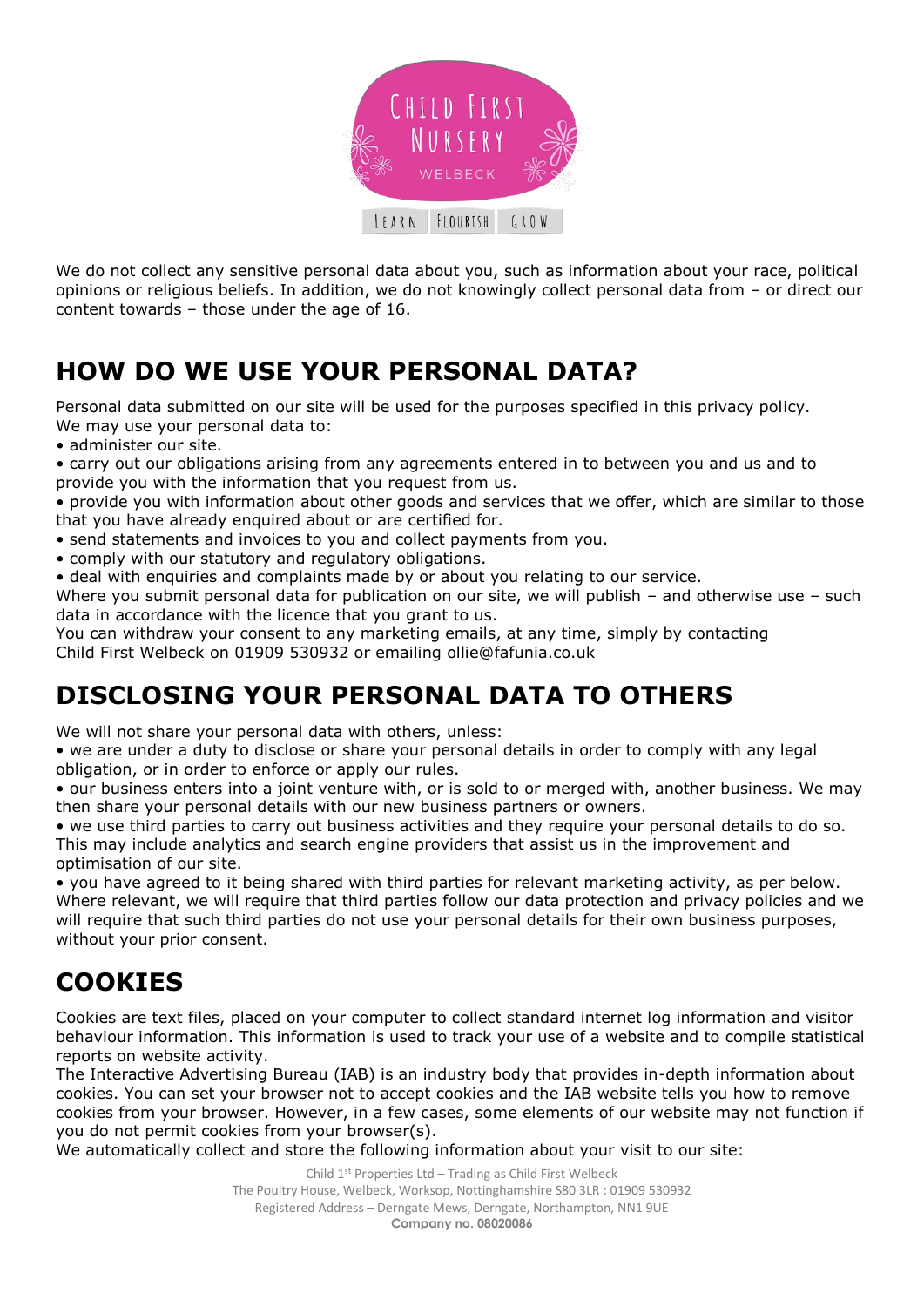We do not collect any sensitive personal data about you, such as information about your race, political opinions or religious beliefs. In addition, we do not knowingly collect personal data from – or direct our content towards – those under the age of 16.

## HOW DO WE USE YOUR PERSONAL DATA?

Personal data submitted on our site will be used for the purposes specified in this privacy policy.
We may use your personal data to:

- administer our site.
- carry out our obligations arising from any agreements entered in to between you and us and to provide you with the information that you request from us.
- provide you with information about other goods and services that we offer, which are similar to those that you have already enquired about or are certified for.
- send statements and invoices to you and collect payments from you.
- comply with our statutory and regulatory obligations.
- deal with enquiries and complaints made by or about you relating to our service.

Where you submit personal data for publication on our site, we will publish – and otherwise use – such data in accordance with the licence that you grant to us.
You can withdraw your consent to any marketing emails, at any time, simply by contacting Child First Welbeck on 01909 530932 or emailing ollie@fafunia.co.uk

## DISCLOSING YOUR PERSONAL DATA TO OTHERS

We will not share your personal data with others, unless:

- we are under a duty to disclose or share your personal details in order to comply with any legal obligation, or in order to enforce or apply our rules.
- our business enters into a joint venture with, or is sold to or merged with, another business. We may then share your personal details with our new business partners or owners.
- we use third parties to carry out business activities and they require your personal details to do so. This may include analytics and search engine providers that assist us in the improvement and optimisation of our site.
- you have agreed to it being shared with third parties for relevant marketing activity, as per below.

Where relevant, we will require that third parties follow our data protection and privacy policies and we will require that such third parties do not use your personal details for their own business purposes, without your prior consent.

## COOKIES

Cookies are text files, placed on your computer to collect standard internet log information and visitor behaviour information. This information is used to track your use of a website and to compile statistical reports on website activity.
The Interactive Advertising Bureau (IAB) is an industry body that provides in-depth information about cookies. You can set your browser not to accept cookies and the IAB website tells you how to remove cookies from your browser. However, in a few cases, some elements of our website may not function if you do not permit cookies from your browser(s).
We automatically collect and store the following information about your visit to our site: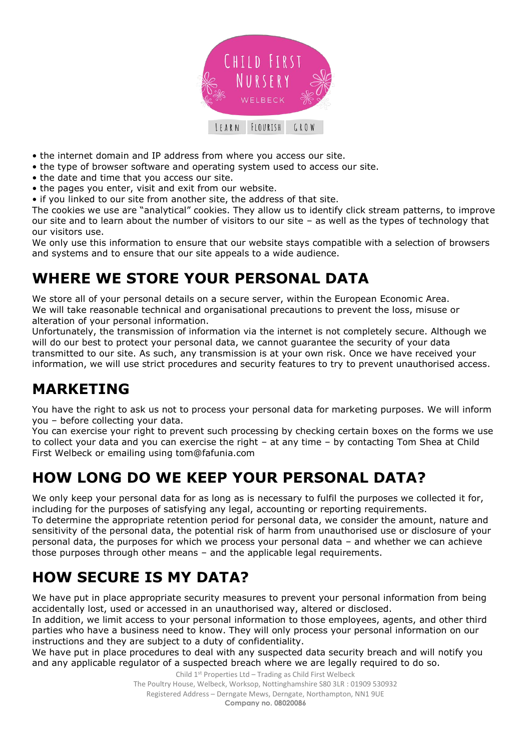- the internet domain and IP address from where you access our site.
- the type of browser software and operating system used to access our site.
- the date and time that you access our site.
- the pages you enter, visit and exit from our website.
- if you linked to our site from another site, the address of that site.

The cookies we use are "analytical" cookies. They allow us to identify click stream patterns, to improve our site and to learn about the number of visitors to our site – as well as the types of technology that our visitors use.

We only use this information to ensure that our website stays compatible with a selection of browsers and systems and to ensure that our site appeals to a wide audience.

# WHERE WE STORE YOUR PERSONAL DATA

We store all of your personal details on a secure server, within the European Economic Area.

We will take reasonable technical and organisational precautions to prevent the loss, misuse or alteration of your personal information.

Unfortunately, the transmission of information via the internet is not completely secure. Although we will do our best to protect your personal data, we cannot guarantee the security of your data transmitted to our site. As such, any transmission is at your own risk. Once we have received your information, we will use strict procedures and security features to try to prevent unauthorised access.

# MARKETING

You have the right to ask us not to process your personal data for marketing purposes. We will inform you – before collecting your data.

You can exercise your right to prevent such processing by checking certain boxes on the forms we use to collect your data and you can exercise the right – at any time – by contacting Tom Shea at Child First Welbeck or emailing using tom@fafunia.com

# HOW LONG DO WE KEEP YOUR PERSONAL DATA?

We only keep your personal data for as long as is necessary to fulfil the purposes we collected it for, including for the purposes of satisfying any legal, accounting or reporting requirements.

To determine the appropriate retention period for personal data, we consider the amount, nature and sensitivity of the personal data, the potential risk of harm from unauthorised use or disclosure of your personal data, the purposes for which we process your personal data – and whether we can achieve those purposes through other means – and the applicable legal requirements.

# HOW SECURE IS MY DATA?

We have put in place appropriate security measures to prevent your personal information from being accidentally lost, used or accessed in an unauthorised way, altered or disclosed.

In addition, we limit access to your personal information to those employees, agents, and other third parties who have a business need to know. They will only process your personal information on our instructions and they are subject to a duty of confidentiality.

We have put in place procedures to deal with any suspected data security breach and will notify you and any applicable regulator of a suspected breach where we are legally required to do so.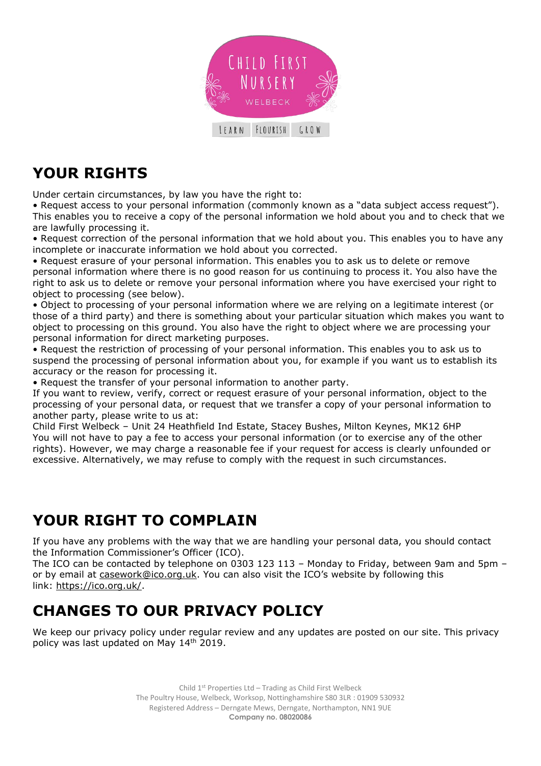## YOUR RIGHTS

Under certain circumstances, by law you have the right to:

• Request access to your personal information (commonly known as a "data subject access request"). This enables you to receive a copy of the personal information we hold about you and to check that we are lawfully processing it.

• Request correction of the personal information that we hold about you. This enables you to have any incomplete or inaccurate information we hold about you corrected.

• Request erasure of your personal information. This enables you to ask us to delete or remove personal information where there is no good reason for us continuing to process it. You also have the right to ask us to delete or remove your personal information where you have exercised your right to object to processing (see below).

• Object to processing of your personal information where we are relying on a legitimate interest (or those of a third party) and there is something about your particular situation which makes you want to object to processing on this ground. You also have the right to object where we are processing your personal information for direct marketing purposes.

• Request the restriction of processing of your personal information. This enables you to ask us to suspend the processing of personal information about you, for example if you want us to establish its accuracy or the reason for processing it.

• Request the transfer of your personal information to another party.

If you want to review, verify, correct or request erasure of your personal information, object to the processing of your personal data, or request that we transfer a copy of your personal information to another party, please write to us at:

Child First Welbeck – Unit 24 Heathfield Ind Estate, Stacey Bushes, Milton Keynes, MK12 6HP

You will not have to pay a fee to access your personal information (or to exercise any of the other rights). However, we may charge a reasonable fee if your request for access is clearly unfounded or excessive. Alternatively, we may refuse to comply with the request in such circumstances.

## YOUR RIGHT TO COMPLAIN

If you have any problems with the way that we are handling your personal data, you should contact the Information Commissioner's Officer (ICO).

The ICO can be contacted by telephone on 0303 123 113 – Monday to Friday, between 9am and 5pm – or by email at casework@ico.org.uk. You can also visit the ICO's website by following this link: https://ico.org.uk/.

## CHANGES TO OUR PRIVACY POLICY

We keep our privacy policy under regular review and any updates are posted on our site. This privacy policy was last updated on May 14th 2019.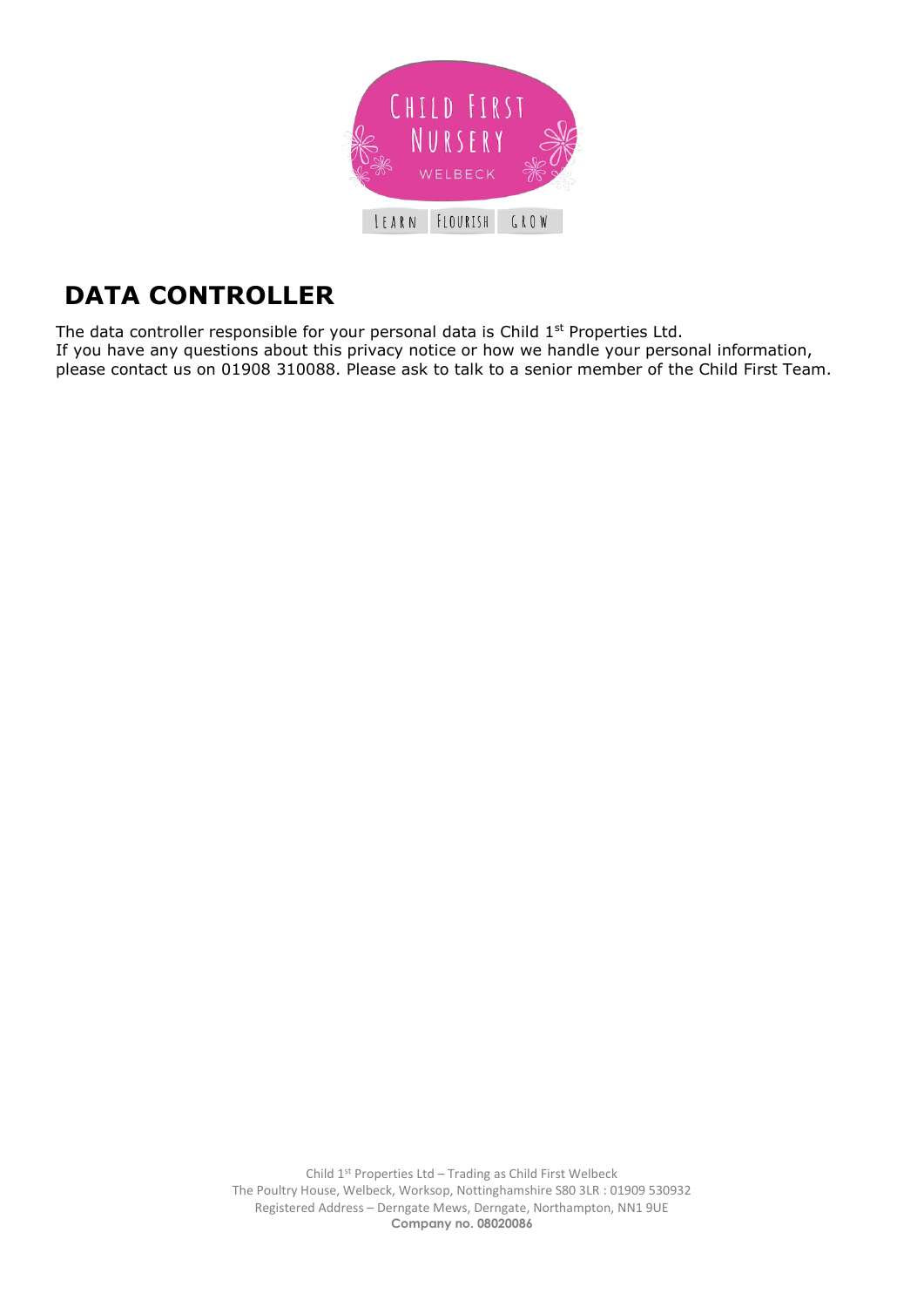## DATA CONTROLLER

The data controller responsible for your personal data is Child 1st Properties Ltd.
If you have any questions about this privacy notice or how we handle your personal information, please contact us on 01908 310088. Please ask to talk to a senior member of the Child First Team.